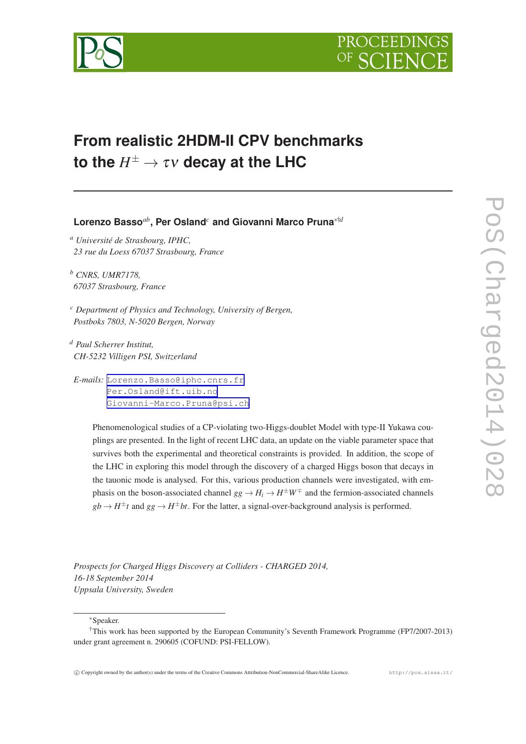# From realistic 2HDM-II CPV benchmarks to the $H^\pm \to \tau\nu$ decay at the LHC

**Lorenzo Basso**[ab], **Per Osland**[c] **and Giovanni Marco Pruna**[*†d]

[a] *Université de Strasbourg, IPHC, 23 rue du Loess 67037 Strasbourg, France*

[b] *CNRS, UMR7178, 67037 Strasbourg, France*

[c] *Department of Physics and Technology, University of Bergen, Postboks 7803, N-5020 Bergen, Norway*

[d] *Paul Scherrer Institut, CH-5232 Villigen PSI, Switzerland*

*E-mails:* Lorenzo.Basso@iphc.cnrs.fr
Per.Osland@ift.uib.no
Giovanni-Marco.Pruna@psi.ch

Phenomenological studies of a CP-violating two-Higgs-doublet Model with type-II Yukawa couplings are presented. In the light of recent LHC data, an update on the viable parameter space that survives both the experimental and theoretical constraints is provided. In addition, the scope of the LHC in exploring this model through the discovery of a charged Higgs boson that decays in the tauonic mode is analysed. For this, various production channels were investigated, with emphasis on the boson-associated channel $gg \to H_i \to H^\pm W^\mp$ and the fermion-associated channels $gb \to H^\pm t$ and $gg \to H^\pm bt$. For the latter, a signal-over-background analysis is performed.

*Prospects for Charged Higgs Discovery at Colliders - CHARGED 2014,*
*16-18 September 2014*
*Uppsala University, Sweden*

---

[*] Speaker.

[†] This work has been supported by the European Community's Seventh Framework Programme (FP7/2007-2013) under grant agreement n. 290605 (COFUND: PSI-FELLOW).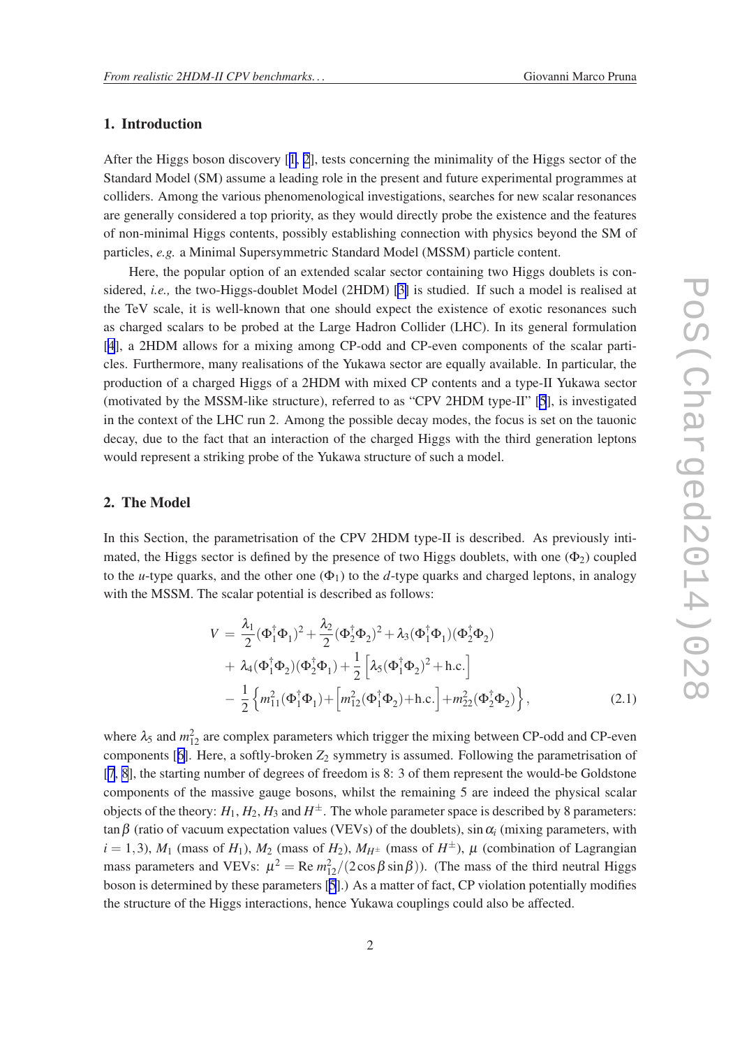## 1. Introduction

After the Higgs boson discovery [1, 2], tests concerning the minimality of the Higgs sector of the Standard Model (SM) assume a leading role in the present and future experimental programmes at colliders. Among the various phenomenological investigations, searches for new scalar resonances are generally considered a top priority, as they would directly probe the existence and the features of non-minimal Higgs contents, possibly establishing connection with physics beyond the SM of particles, *e.g.* a Minimal Supersymmetric Standard Model (MSSM) particle content.

Here, the popular option of an extended scalar sector containing two Higgs doublets is considered, *i.e.,* the two-Higgs-doublet Model (2HDM) [3] is studied. If such a model is realised at the TeV scale, it is well-known that one should expect the existence of exotic resonances such as charged scalars to be probed at the Large Hadron Collider (LHC). In its general formulation [4], a 2HDM allows for a mixing among CP-odd and CP-even components of the scalar particles. Furthermore, many realisations of the Yukawa sector are equally available. In particular, the production of a charged Higgs of a 2HDM with mixed CP contents and a type-II Yukawa sector (motivated by the MSSM-like structure), referred to as "CPV 2HDM type-II" [5], is investigated in the context of the LHC run 2. Among the possible decay modes, the focus is set on the tauonic decay, due to the fact that an interaction of the charged Higgs with the third generation leptons would represent a striking probe of the Yukawa structure of such a model.

## 2. The Model

In this Section, the parametrisation of the CPV 2HDM type-II is described. As previously intimated, the Higgs sector is defined by the presence of two Higgs doublets, with one ($\Phi_2$) coupled to the $u$-type quarks, and the other one ($\Phi_1$) to the $d$-type quarks and charged leptons, in analogy with the MSSM. The scalar potential is described as follows:

$$
\begin{aligned}
V &= \frac{\lambda_1}{2}(\Phi_1^\dagger\Phi_1)^2 + \frac{\lambda_2}{2}(\Phi_2^\dagger\Phi_2)^2 + \lambda_3(\Phi_1^\dagger\Phi_1)(\Phi_2^\dagger\Phi_2) \\
&+ \lambda_4(\Phi_1^\dagger\Phi_2)(\Phi_2^\dagger\Phi_1) + \frac{1}{2}\left[\lambda_5(\Phi_1^\dagger\Phi_2)^2 + \text{h.c.}\right] \\
&- \frac{1}{2}\left\{m_{11}^2(\Phi_1^\dagger\Phi_1) + \left[m_{12}^2(\Phi_1^\dagger\Phi_2) + \text{h.c.}\right] + m_{22}^2(\Phi_2^\dagger\Phi_2)\right\},
\end{aligned}
\tag{2.1}
$$

where $\lambda_5$ and $m_{12}^2$ are complex parameters which trigger the mixing between CP-odd and CP-even components [6]. Here, a softly-broken $Z_2$ symmetry is assumed. Following the parametrisation of [7, 8], the starting number of degrees of freedom is 8: 3 of them represent the would-be Goldstone components of the massive gauge bosons, whilst the remaining 5 are indeed the physical scalar objects of the theory: $H_1$, $H_2$, $H_3$ and $H^\pm$. The whole parameter space is described by 8 parameters: $\tan\beta$ (ratio of vacuum expectation values (VEVs) of the doublets), $\sin\alpha_i$ (mixing parameters, with $i = 1,3$), $M_1$ (mass of $H_1$), $M_2$ (mass of $H_2$), $M_{H^\pm}$ (mass of $H^\pm$), $\mu$ (combination of Lagrangian mass parameters and VEVs: $\mu^2 = \text{Re}\, m_{12}^2/(2\cos\beta\sin\beta)$). (The mass of the third neutral Higgs boson is determined by these parameters [5].) As a matter of fact, CP violation potentially modifies the structure of the Higgs interactions, hence Yukawa couplings could also be affected.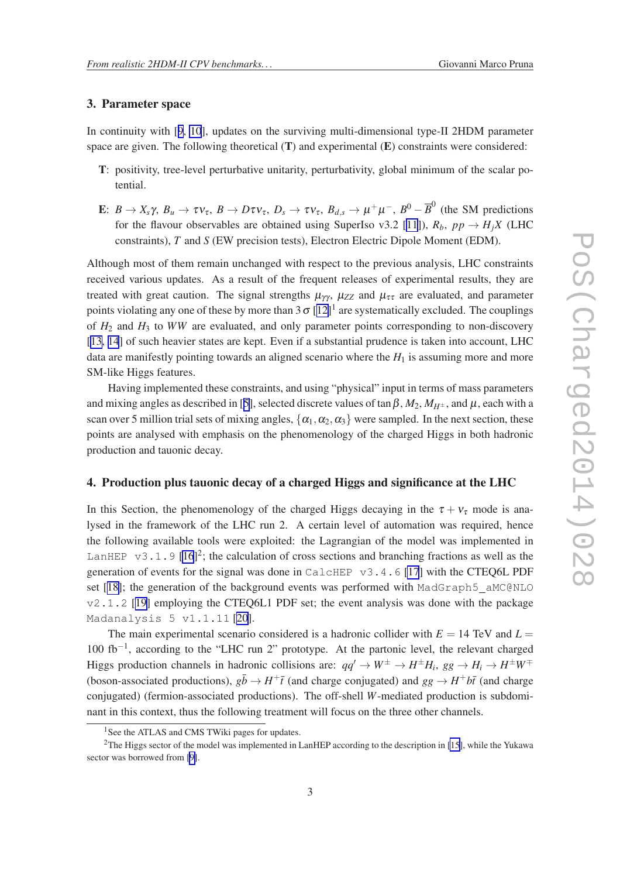## 3. Parameter space

In continuity with [9, 10], updates on the surviving multi-dimensional type-II 2HDM parameter space are given. The following theoretical (**T**) and experimental (**E**) constraints were considered:

**T**: positivity, tree-level perturbative unitarity, perturbativity, global minimum of the scalar potential.

**E**: $B \to X_s\gamma$, $B_u \to \tau\nu_\tau$, $B \to D\tau\nu_\tau$, $D_s \to \tau\nu_\tau$, $B_{d,s} \to \mu^+\mu^-$, $B^0 - \overline{B}^0$ (the SM predictions for the flavour observables are obtained using SuperIso v3.2 [11]), $R_b$, $pp \to H_j X$ (LHC constraints), $T$ and $S$ (EW precision tests), Electron Electric Dipole Moment (EDM).

Although most of them remain unchanged with respect to the previous analysis, LHC constraints received various updates. As a result of the frequent releases of experimental results, they are treated with great caution. The signal strengths $\mu_{\gamma\gamma}$, $\mu_{ZZ}$ and $\mu_{\tau\tau}$ are evaluated, and parameter points violating any one of these by more than $3\,\sigma$ [12][1] are systematically excluded. The couplings of $H_2$ and $H_3$ to $WW$ are evaluated, and only parameter points corresponding to non-discovery [13, 14] of such heavier states are kept. Even if a substantial prudence is taken into account, LHC data are manifestly pointing towards an aligned scenario where the $H_1$ is assuming more and more SM-like Higgs features.

Having implemented these constraints, and using "physical" input in terms of mass parameters and mixing angles as described in [5], selected discrete values of $\tan\beta$, $M_2$, $M_{H^\pm}$, and $\mu$, each with a scan over 5 million trial sets of mixing angles, $\{\alpha_1, \alpha_2, \alpha_3\}$ were sampled. In the next section, these points are analysed with emphasis on the phenomenology of the charged Higgs in both hadronic production and tauonic decay.

## 4. Production plus tauonic decay of a charged Higgs and significance at the LHC

In this Section, the phenomenology of the charged Higgs decaying in the $\tau + \nu_\tau$ mode is analysed in the framework of the LHC run 2. A certain level of automation was required, hence the following available tools were exploited: the Lagrangian of the model was implemented in `LanHEP v3.1.9` [16][2]; the calculation of cross sections and branching fractions as well as the generation of events for the signal was done in `CalcHEP v3.4.6` [17] with the CTEQ6L PDF set [18]; the generation of the background events was performed with `MadGraph5_aMC@NLO v2.1.2` [19] employing the CTEQ6L1 PDF set; the event analysis was done with the package `Madanalysis 5 v1.1.11` [20].

The main experimental scenario considered is a hadronic collider with $E = 14$ TeV and $L = 100$ fb$^{-1}$, according to the "LHC run 2" prototype. At the partonic level, the relevant charged Higgs production channels in hadronic collisions are: $qq' \to W^\pm \to H^\pm H_i$, $gg \to H_i \to H^\pm W^\mp$ (boson-associated productions), $g\bar{b} \to H^+\bar{t}$ (and charge conjugated) and $gg \to H^+ b\bar{t}$ (and charge conjugated) (fermion-associated productions). The off-shell $W$-mediated production is subdominant in this context, thus the following treatment will focus on the three other channels.

---

[1] See the ATLAS and CMS TWiki pages for updates.

[2] The Higgs sector of the model was implemented in LanHEP according to the description in [15], while the Yukawa sector was borrowed from [9].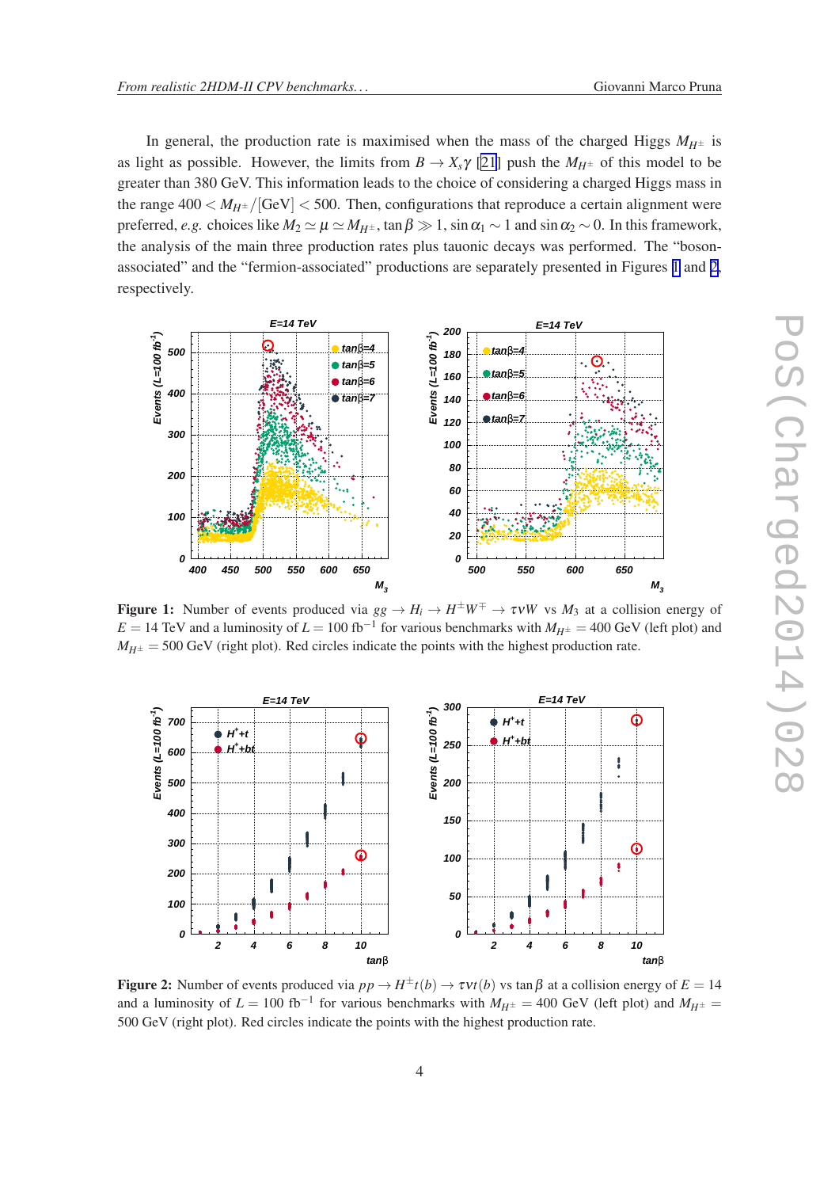In general, the production rate is maximised when the mass of the charged Higgs $M_{H^\pm}$ is as light as possible. However, the limits from $B \to X_s \gamma$ [21] push the $M_{H^\pm}$ of this model to be greater than 380 GeV. This information leads to the choice of considering a charged Higgs mass in the range $400 < M_{H^\pm}/[\text{GeV}] < 500$. Then, configurations that reproduce a certain alignment were preferred, *e.g.* choices like $M_2 \simeq \mu \simeq M_{H^\pm}$, $\tan\beta \gg 1$, $\sin\alpha_1 \sim 1$ and $\sin\alpha_2 \sim 0$. In this framework, the analysis of the main three production rates plus tauonic decays was performed. The "boson-associated" and the "fermion-associated" productions are separately presented in Figures 1 and 2, respectively.

**Figure 1:** Number of events produced via $gg \to H_i \to H^\pm W^\mp \to \tau \nu W$ vs $M_3$ at a collision energy of $E = 14$ TeV and a luminosity of $L = 100$ fb$^{-1}$ for various benchmarks with $M_{H^\pm} = 400$ GeV (left plot) and $M_{H^\pm} = 500$ GeV (right plot). Red circles indicate the points with the highest production rate.

**Figure 2:** Number of events produced via $pp \to H^\pm t(b) \to \tau \nu t(b)$ vs $\tan\beta$ at a collision energy of $E = 14$ and a luminosity of $L = 100$ fb$^{-1}$ for various benchmarks with $M_{H^\pm} = 400$ GeV (left plot) and $M_{H^\pm} = 500$ GeV (right plot). Red circles indicate the points with the highest production rate.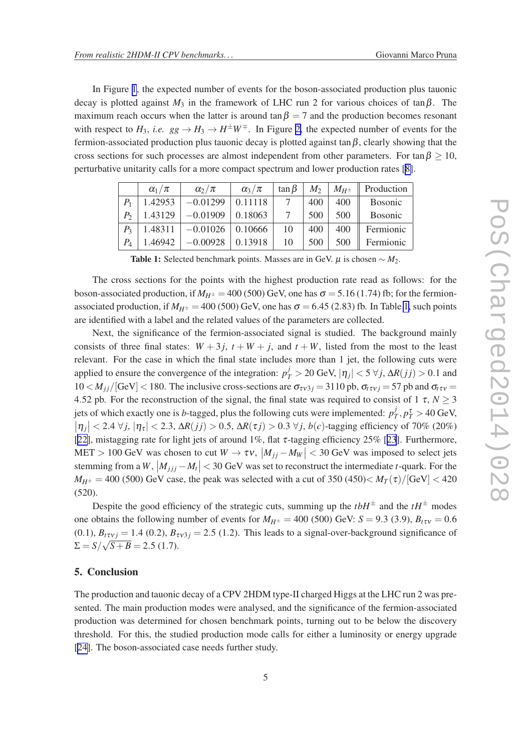In Figure 1, the expected number of events for the boson-associated production plus tauonic decay is plotted against $M_3$ in the framework of LHC run 2 for various choices of $\tan\beta$. The maximum reach occurs when the latter is around $\tan\beta = 7$ and the production becomes resonant with respect to $H_3$, *i.e.* $gg \to H_3 \to H^{\pm}W^{\mp}$. In Figure 2, the expected number of events for the fermion-associated production plus tauonic decay is plotted against $\tan\beta$, clearly showing that the cross sections for such processes are almost independent from other parameters. For $\tan\beta \geq 10$, perturbative unitarity calls for a more compact spectrum and lower production rates [8].

|  | $\alpha_1/\pi$ | $\alpha_2/\pi$ | $\alpha_3/\pi$ | $\tan\beta$ | $M_2$ | $M_{H^{\pm}}$ | Production |
|---|---|---|---|---|---|---|---|
| $P_1$ | 1.42953 | $-0.01299$ | 0.11118 | 7 | 400 | 400 | Bosonic |
| $P_2$ | 1.43129 | $-0.01909$ | 0.18063 | 7 | 500 | 500 | Bosonic |
| $P_3$ | 1.48311 | $-0.01026$ | 0.10666 | 10 | 400 | 400 | Fermionic |
| $P_4$ | 1.46942 | $-0.00928$ | 0.13918 | 10 | 500 | 500 | Fermionic |

**Table 1:** Selected benchmark points. Masses are in GeV. $\mu$ is chosen $\sim M_2$.

The cross sections for the points with the highest production rate read as follows: for the boson-associated production, if $M_{H^{\pm}} = 400$ (500) GeV, one has $\sigma = 5.16$ (1.74) fb; for the fermion-associated production, if $M_{H^{\pm}} = 400$ (500) GeV, one has $\sigma = 6.45$ (2.83) fb. In Table 1, such points are identified with a label and the related values of the parameters are collected.

Next, the significance of the fermion-associated signal is studied. The background mainly consists of three final states: $W+3j$, $t+W+j$, and $t+W$, listed from the most to the least relevant. For the case in which the final state includes more than 1 jet, the following cuts were applied to ensure the convergence of the integration: $p_T^j > 20$ GeV, $|\eta_j| < 5\ \forall j$, $\Delta R(jj) > 0.1$ and $10 < M_{jj}/[\text{GeV}] < 180$. The inclusive cross-sections are $\sigma_{\tau\nu 3j} = 3110$ pb, $\sigma_{t\tau\nu j} = 57$ pb and $\sigma_{t\tau\nu} = 4.52$ pb. For the reconstruction of the signal, the final state was required to consist of 1 $\tau$, $N \geq 3$ jets of which exactly one is $b$-tagged, plus the following cuts were implemented: $p_T^j, p_T^\tau > 40$ GeV, $|\eta_j| < 2.4\ \forall j$, $|\eta_\tau| < 2.3$, $\Delta R(jj) > 0.5$, $\Delta R(\tau j) > 0.3\ \forall j$, $b(c)$-tagging efficiency of 70% (20%) [22], mistagging rate for light jets of around 1%, flat $\tau$-tagging efficiency 25% [23]. Furthermore, MET $> 100$ GeV was chosen to cut $W \to \tau\nu$, $|M_{jj} - M_W| < 30$ GeV was imposed to select jets stemming from a $W$, $|M_{jjj} - M_t| < 30$ GeV was set to reconstruct the intermediate $t$-quark. For the $M_{H^{\pm}} = 400$ (500) GeV case, the peak was selected with a cut of 350 (450)$< M_T(\tau)/[\text{GeV}] < 420$ (520).

Despite the good efficiency of the strategic cuts, summing up the $tbH^{\pm}$ and the $tH^{\pm}$ modes one obtains the following number of events for $M_{H^{\pm}} = 400$ (500) GeV: $S = 9.3$ (3.9), $B_{t\tau\nu} = 0.6$ (0.1), $B_{t\tau\nu j} = 1.4$ (0.2), $B_{\tau\nu 3j} = 2.5$ (1.2). This leads to a signal-over-background significance of $\Sigma = S/\sqrt{S+B} = 2.5$ (1.7).

## 5. Conclusion

The production and tauonic decay of a CPV 2HDM type-II charged Higgs at the LHC run 2 was presented. The main production modes were analysed, and the significance of the fermion-associated production was determined for chosen benchmark points, turning out to be below the discovery threshold. For this, the studied production mode calls for either a luminosity or energy upgrade [24]. The boson-associated case needs further study.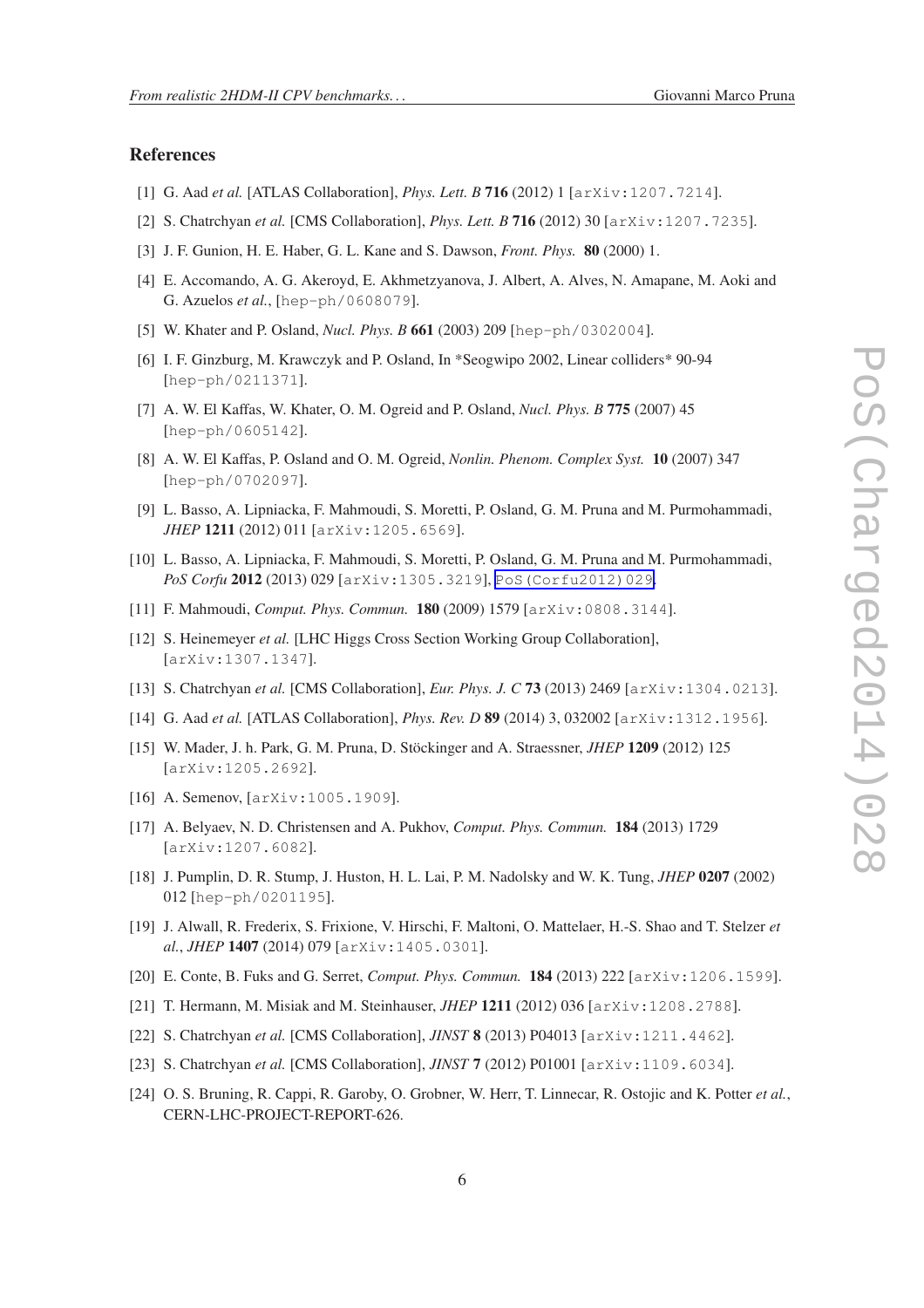## References

[1] G. Aad *et al.* [ATLAS Collaboration], *Phys. Lett. B* **716** (2012) 1 [arXiv:1207.7214].

[2] S. Chatrchyan *et al.* [CMS Collaboration], *Phys. Lett. B* **716** (2012) 30 [arXiv:1207.7235].

[3] J. F. Gunion, H. E. Haber, G. L. Kane and S. Dawson, *Front. Phys.* **80** (2000) 1.

[4] E. Accomando, A. G. Akeroyd, E. Akhmetzyanova, J. Albert, A. Alves, N. Amapane, M. Aoki and G. Azuelos *et al.*, [hep-ph/0608079].

[5] W. Khater and P. Osland, *Nucl. Phys. B* **661** (2003) 209 [hep-ph/0302004].

[6] I. F. Ginzburg, M. Krawczyk and P. Osland, In *Seogwipo 2002, Linear colliders* 90-94 [hep-ph/0211371].

[7] A. W. El Kaffas, W. Khater, O. M. Ogreid and P. Osland, *Nucl. Phys. B* **775** (2007) 45 [hep-ph/0605142].

[8] A. W. El Kaffas, P. Osland and O. M. Ogreid, *Nonlin. Phenom. Complex Syst.* **10** (2007) 347 [hep-ph/0702097].

[9] L. Basso, A. Lipniacka, F. Mahmoudi, S. Moretti, P. Osland, G. M. Pruna and M. Purmohammadi, *JHEP* **1211** (2012) 011 [arXiv:1205.6569].

[10] L. Basso, A. Lipniacka, F. Mahmoudi, S. Moretti, P. Osland, G. M. Pruna and M. Purmohammadi, *PoS Corfu* **2012** (2013) 029 [arXiv:1305.3219], PoS(Corfu2012)029.

[11] F. Mahmoudi, *Comput. Phys. Commun.* **180** (2009) 1579 [arXiv:0808.3144].

[12] S. Heinemeyer *et al.* [LHC Higgs Cross Section Working Group Collaboration], [arXiv:1307.1347].

[13] S. Chatrchyan *et al.* [CMS Collaboration], *Eur. Phys. J. C* **73** (2013) 2469 [arXiv:1304.0213].

[14] G. Aad *et al.* [ATLAS Collaboration], *Phys. Rev. D* **89** (2014) 3, 032002 [arXiv:1312.1956].

[15] W. Mader, J. h. Park, G. M. Pruna, D. Stöckinger and A. Straessner, *JHEP* **1209** (2012) 125 [arXiv:1205.2692].

[16] A. Semenov, [arXiv:1005.1909].

[17] A. Belyaev, N. D. Christensen and A. Pukhov, *Comput. Phys. Commun.* **184** (2013) 1729 [arXiv:1207.6082].

[18] J. Pumplin, D. R. Stump, J. Huston, H. L. Lai, P. M. Nadolsky and W. K. Tung, *JHEP* **0207** (2002) 012 [hep-ph/0201195].

[19] J. Alwall, R. Frederix, S. Frixione, V. Hirschi, F. Maltoni, O. Mattelaer, H.-S. Shao and T. Stelzer *et al.*, *JHEP* **1407** (2014) 079 [arXiv:1405.0301].

[20] E. Conte, B. Fuks and G. Serret, *Comput. Phys. Commun.* **184** (2013) 222 [arXiv:1206.1599].

[21] T. Hermann, M. Misiak and M. Steinhauser, *JHEP* **1211** (2012) 036 [arXiv:1208.2788].

[22] S. Chatrchyan *et al.* [CMS Collaboration], *JINST* **8** (2013) P04013 [arXiv:1211.4462].

[23] S. Chatrchyan *et al.* [CMS Collaboration], *JINST* **7** (2012) P01001 [arXiv:1109.6034].

[24] O. S. Bruning, R. Cappi, R. Garoby, O. Grobner, W. Herr, T. Linnecar, R. Ostojic and K. Potter *et al.*, CERN-LHC-PROJECT-REPORT-626.